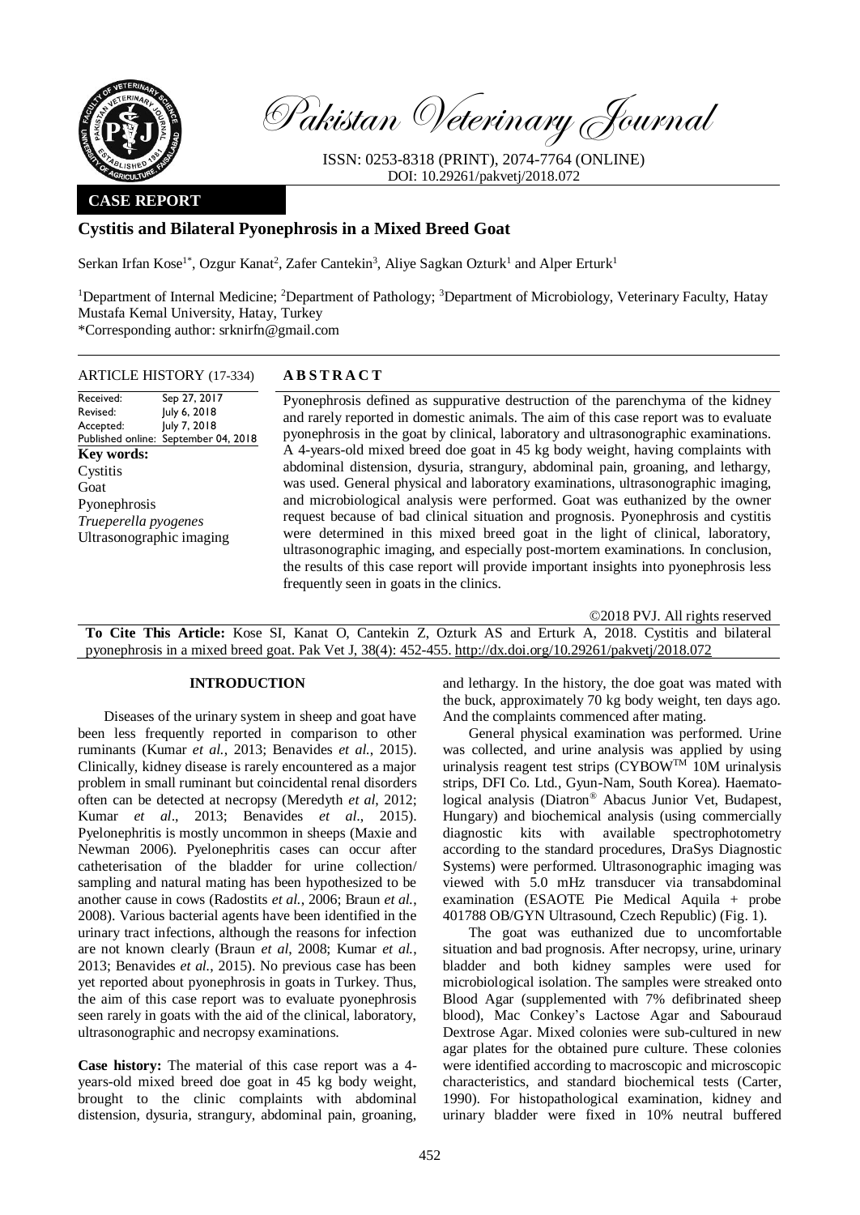Pakistan Veterinary Journal

ISSN: 0253-8318 (PRINT), 2074-7764 (ONLINE)
DOI: 10.29261/pakvetj/2018.072

**CASE REPORT**

# Cystitis and Bilateral Pyonephrosis in a Mixed Breed Goat

Serkan Irfan Kose[1*], Ozgur Kanat[2], Zafer Cantekin[3], Aliye Sagkan Ozturk[1] and Alper Erturk[1]

[1]Department of Internal Medicine; [2]Department of Pathology; [3]Department of Microbiology, Veterinary Faculty, Hatay Mustafa Kemal University, Hatay, Turkey
*Corresponding author: srknirfn@gmail.com

**ARTICLE HISTORY** (17-334)

| | |
|---|---|
| Received: | Sep 27, 2017 |
| Revised: | July 6, 2018 |
| Accepted: | July 7, 2018 |
| Published online: | September 04, 2018 |

**Key words:**
Cystitis
Goat
Pyonephrosis
*Trueperella pyogenes*
Ultrasonographic imaging

## ABSTRACT

Pyonephrosis defined as suppurative destruction of the parenchyma of the kidney and rarely reported in domestic animals. The aim of this case report was to evaluate pyonephrosis in the goat by clinical, laboratory and ultrasonographic examinations. A 4-years-old mixed breed doe goat in 45 kg body weight, having complaints with abdominal distension, dysuria, strangury, abdominal pain, groaning, and lethargy, was used. General physical and laboratory examinations, ultrasonographic imaging, and microbiological analysis were performed. Goat was euthanized by the owner request because of bad clinical situation and prognosis. Pyonephrosis and cystitis were determined in this mixed breed goat in the light of clinical, laboratory, ultrasonographic imaging, and especially post-mortem examinations. In conclusion, the results of this case report will provide important insights into pyonephrosis less frequently seen in goats in the clinics.

©2018 PVJ. All rights reserved

**To Cite This Article:** Kose SI, Kanat O, Cantekin Z, Ozturk AS and Erturk A, 2018. Cystitis and bilateral pyonephrosis in a mixed breed goat. Pak Vet J, 38(4): 452-455. http://dx.doi.org/10.29261/pakvetj/2018.072

## INTRODUCTION

Diseases of the urinary system in sheep and goat have been less frequently reported in comparison to other ruminants (Kumar *et al.*, 2013; Benavides *et al.*, 2015). Clinically, kidney disease is rarely encountered as a major problem in small ruminant but coincidental renal disorders often can be detected at necropsy (Meredyth *et al*, 2012; Kumar *et al*., 2013; Benavides *et al*., 2015). Pyelonephritis is mostly uncommon in sheeps (Maxie and Newman 2006). Pyelonephritis cases can occur after catheterisation of the bladder for urine collection/ sampling and natural mating has been hypothesized to be another cause in cows (Radostits *et al.*, 2006; Braun *et al.*, 2008). Various bacterial agents have been identified in the urinary tract infections, although the reasons for infection are not known clearly (Braun *et al*, 2008; Kumar *et al.*, 2013; Benavides *et al.*, 2015). No previous case has been yet reported about pyonephrosis in goats in Turkey. Thus, the aim of this case report was to evaluate pyonephrosis seen rarely in goats with the aid of the clinical, laboratory, ultrasonographic and necropsy examinations.

**Case history:** The material of this case report was a 4-years-old mixed breed doe goat in 45 kg body weight, brought to the clinic complaints with abdominal distension, dysuria, strangury, abdominal pain, groaning, and lethargy. In the history, the doe goat was mated with the buck, approximately 70 kg body weight, ten days ago. And the complaints commenced after mating.

General physical examination was performed. Urine was collected, and urine analysis was applied by using urinalysis reagent test strips (CYBOW™ 10M urinalysis strips, DFI Co. Ltd., Gyun-Nam, South Korea). Haematological analysis (Diatron® Abacus Junior Vet, Budapest, Hungary) and biochemical analysis (using commercially diagnostic kits with available spectrophotometry according to the standard procedures, DraSys Diagnostic Systems) were performed. Ultrasonographic imaging was viewed with 5.0 mHz transducer via transabdominal examination (ESAOTE Pie Medical Aquila + probe 401788 OB/GYN Ultrasound, Czech Republic) (Fig. 1).

The goat was euthanized due to uncomfortable situation and bad prognosis. After necropsy, urine, urinary bladder and both kidney samples were used for microbiological isolation. The samples were streaked onto Blood Agar (supplemented with 7% defibrinated sheep blood), Mac Conkey's Lactose Agar and Sabouraud Dextrose Agar. Mixed colonies were sub-cultured in new agar plates for the obtained pure culture. These colonies were identified according to macroscopic and microscopic characteristics, and standard biochemical tests (Carter, 1990). For histopathological examination, kidney and urinary bladder were fixed in 10% neutral buffered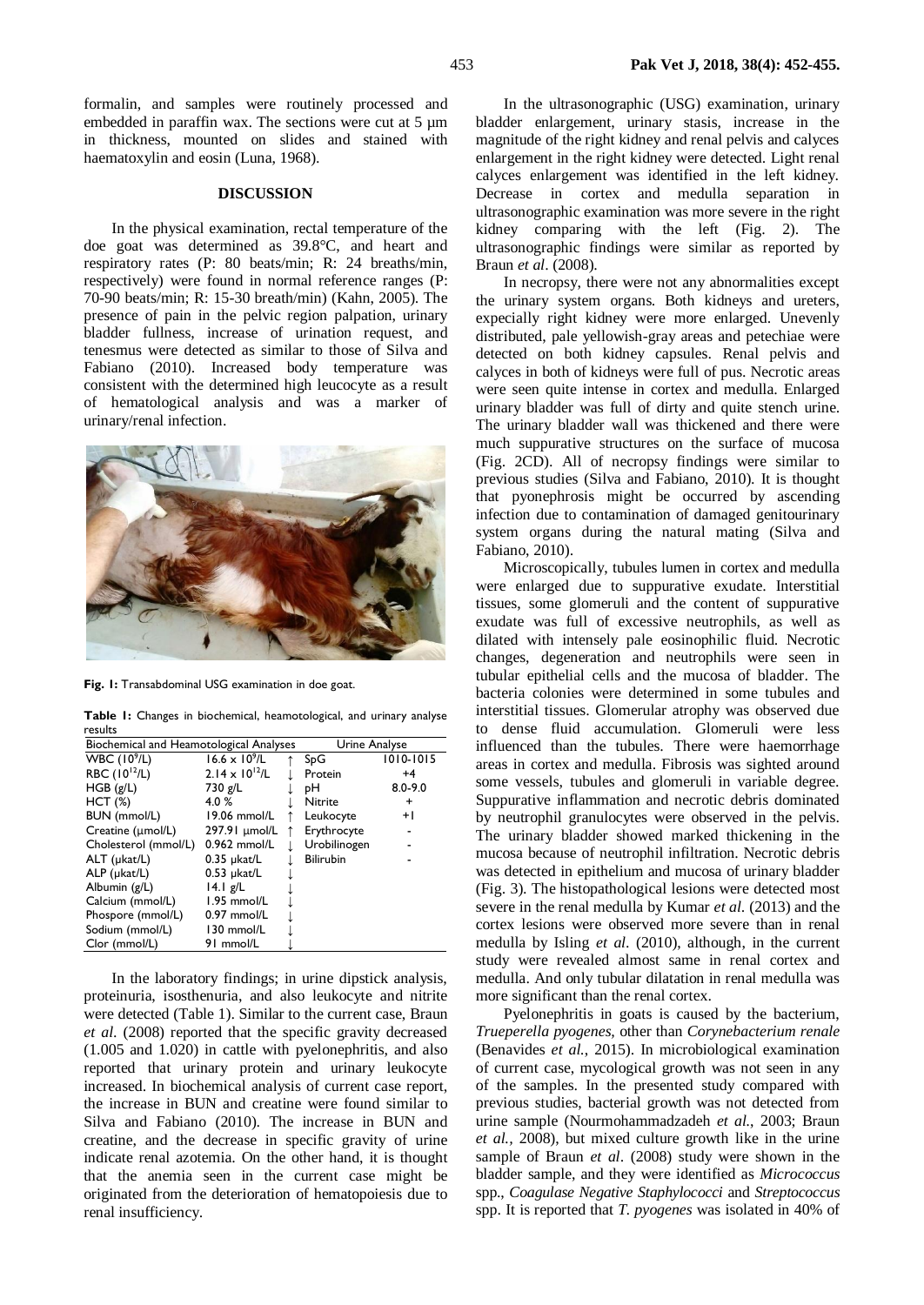formalin, and samples were routinely processed and embedded in paraffin wax. The sections were cut at 5 µm in thickness, mounted on slides and stained with haematoxylin and eosin (Luna, 1968).

## DISCUSSION

In the physical examination, rectal temperature of the doe goat was determined as 39.8°C, and heart and respiratory rates (P: 80 beats/min; R: 24 breaths/min, respectively) were found in normal reference ranges (P: 70-90 beats/min; R: 15-30 breath/min) (Kahn, 2005). The presence of pain in the pelvic region palpation, urinary bladder fullness, increase of urination request, and tenesmus were detected as similar to those of Silva and Fabiano (2010). Increased body temperature was consistent with the determined high leucocyte as a result of hematological analysis and was a marker of urinary/renal infection.

**Fig. 1:** Transabdominal USG examination in doe goat.

**Table 1:** Changes in biochemical, heamotological, and urinary analyse results

| Biochemical and Heamotological Analyses | | | Urine Analyse | |
|---|---|---|---|---|
| WBC ($10^9$/L) | $16.6 \times 10^9$/L | ↑ | SpG | 1010-1015 |
| RBC ($10^{12}$/L) | $2.14 \times 10^{12}$/L | ↓ | Protein | +4 |
| HGB (g/L) | 730 g/L | ↓ | pH | 8.0-9.0 |
| HCT (%) | 4.0 % | ↓ | Nitrite | + |
| BUN (mmol/L) | 19.06 mmol/L | ↑ | Leukocyte | +1 |
| Creatine (µmol/L) | 297.91 µmol/L | ↑ | Erythrocyte | - |
| Cholesterol (mmol/L) | 0.962 mmol/L | ↓ | Urobilinogen | - |
| ALT (µkat/L) | 0.35 µkat/L | ↓ | Bilirubin | - |
| ALP (µkat/L) | 0.53 µkat/L | ↓ | | |
| Albumin (g/L) | 14.1 g/L | ↓ | | |
| Calcium (mmol/L) | 1.95 mmol/L | ↓ | | |
| Phospore (mmol/L) | 0.97 mmol/L | ↓ | | |
| Sodium (mmol/L) | 130 mmol/L | ↓ | | |
| Clor (mmol/L) | 91 mmol/L | ↓ | | |

In the laboratory findings; in urine dipstick analysis, proteinuria, isosthenuria, and also leukocyte and nitrite were detected (Table 1). Similar to the current case, Braun *et al.* (2008) reported that the specific gravity decreased (1.005 and 1.020) in cattle with pyelonephritis, and also reported that urinary protein and urinary leukocyte increased. In biochemical analysis of current case report, the increase in BUN and creatine were found similar to Silva and Fabiano (2010). The increase in BUN and creatine, and the decrease in specific gravity of urine indicate renal azotemia. On the other hand, it is thought that the anemia seen in the current case might be originated from the deterioration of hematopoiesis due to renal insufficiency.

In the ultrasonographic (USG) examination, urinary bladder enlargement, urinary stasis, increase in the magnitude of the right kidney and renal pelvis and calyces enlargement in the right kidney were detected. Light renal calyces enlargement was identified in the left kidney. Decrease in cortex and medulla separation in ultrasonographic examination was more severe in the right kidney comparing with the left (Fig. 2). The ultrasonographic findings were similar as reported by Braun *et al*. (2008).

In necropsy, there were not any abnormalities except the urinary system organs. Both kidneys and ureters, expecially right kidney were more enlarged. Unevenly distributed, pale yellowish-gray areas and petechiae were detected on both kidney capsules. Renal pelvis and calyces in both of kidneys were full of pus. Necrotic areas were seen quite intense in cortex and medulla. Enlarged urinary bladder was full of dirty and quite stench urine. The urinary bladder wall was thickened and there were much suppurative structures on the surface of mucosa (Fig. 2CD). All of necropsy findings were similar to previous studies (Silva and Fabiano, 2010). It is thought that pyonephrosis might be occurred by ascending infection due to contamination of damaged genitourinary system organs during the natural mating (Silva and Fabiano, 2010).

Microscopically, tubules lumen in cortex and medulla were enlarged due to suppurative exudate. Interstitial tissues, some glomeruli and the content of suppurative exudate was full of excessive neutrophils, as well as dilated with intensely pale eosinophilic fluid. Necrotic changes, degeneration and neutrophils were seen in tubular epithelial cells and the mucosa of bladder. The bacteria colonies were determined in some tubules and interstitial tissues. Glomerular atrophy was observed due to dense fluid accumulation. Glomeruli were less influenced than the tubules. There were haemorrhage areas in cortex and medulla. Fibrosis was sighted around some vessels, tubules and glomeruli in variable degree. Suppurative inflammation and necrotic debris dominated by neutrophil granulocytes were observed in the pelvis. The urinary bladder showed marked thickening in the mucosa because of neutrophil infiltration. Necrotic debris was detected in epithelium and mucosa of urinary bladder (Fig. 3). The histopathological lesions were detected most severe in the renal medulla by Kumar *et al.* (2013) and the cortex lesions were observed more severe than in renal medulla by Isling *et al*. (2010), although, in the current study were revealed almost same in renal cortex and medulla. And only tubular dilatation in renal medulla was more significant than the renal cortex.

Pyelonephritis in goats is caused by the bacterium, *Trueperella pyogenes*, other than *Corynebacterium renale* (Benavides *et al.*, 2015). In microbiological examination of current case, mycological growth was not seen in any of the samples. In the presented study compared with previous studies, bacterial growth was not detected from urine sample (Nourmohammadzadeh *et al.*, 2003; Braun *et al.*, 2008), but mixed culture growth like in the urine sample of Braun *et al*. (2008) study were shown in the bladder sample, and they were identified as *Micrococcus* spp., *Coagulase Negative Staphylococci* and *Streptococcus* spp. It is reported that *T. pyogenes* was isolated in 40% of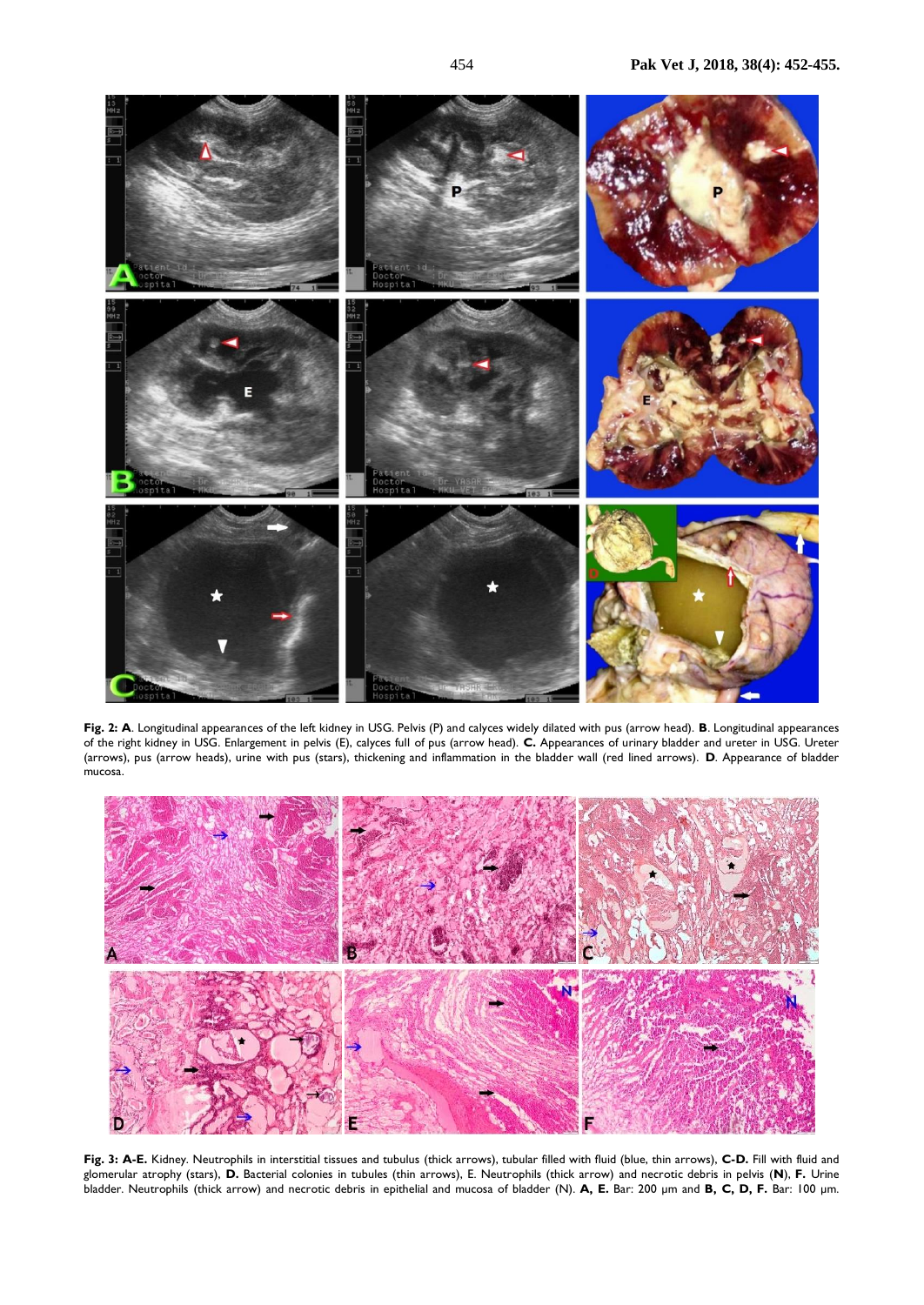**Fig. 2: A**. Longitudinal appearances of the left kidney in USG. Pelvis (P) and calyces widely dilated with pus (arrow head). **B**. Longitudinal appearances of the right kidney in USG. Enlargement in pelvis (E), calyces full of pus (arrow head). **C.** Appearances of urinary bladder and ureter in USG. Ureter (arrows), pus (arrow heads), urine with pus (stars), thickening and inflammation in the bladder wall (red lined arrows). **D**. Appearance of bladder mucosa.

**Fig. 3: A-E.** Kidney. Neutrophils in interstitial tissues and tubulus (thick arrows), tubular filled with fluid (blue, thin arrows), **C-D.** Fill with fluid and glomerular atrophy (stars), **D.** Bacterial colonies in tubules (thin arrows), E. Neutrophils (thick arrow) and necrotic debris in pelvis (**N**), **F.** Urine bladder. Neutrophils (thick arrow) and necrotic debris in epithelial and mucosa of bladder (N). **A, E.** Bar: 200 µm and **B, C, D, F.** Bar: 100 µm.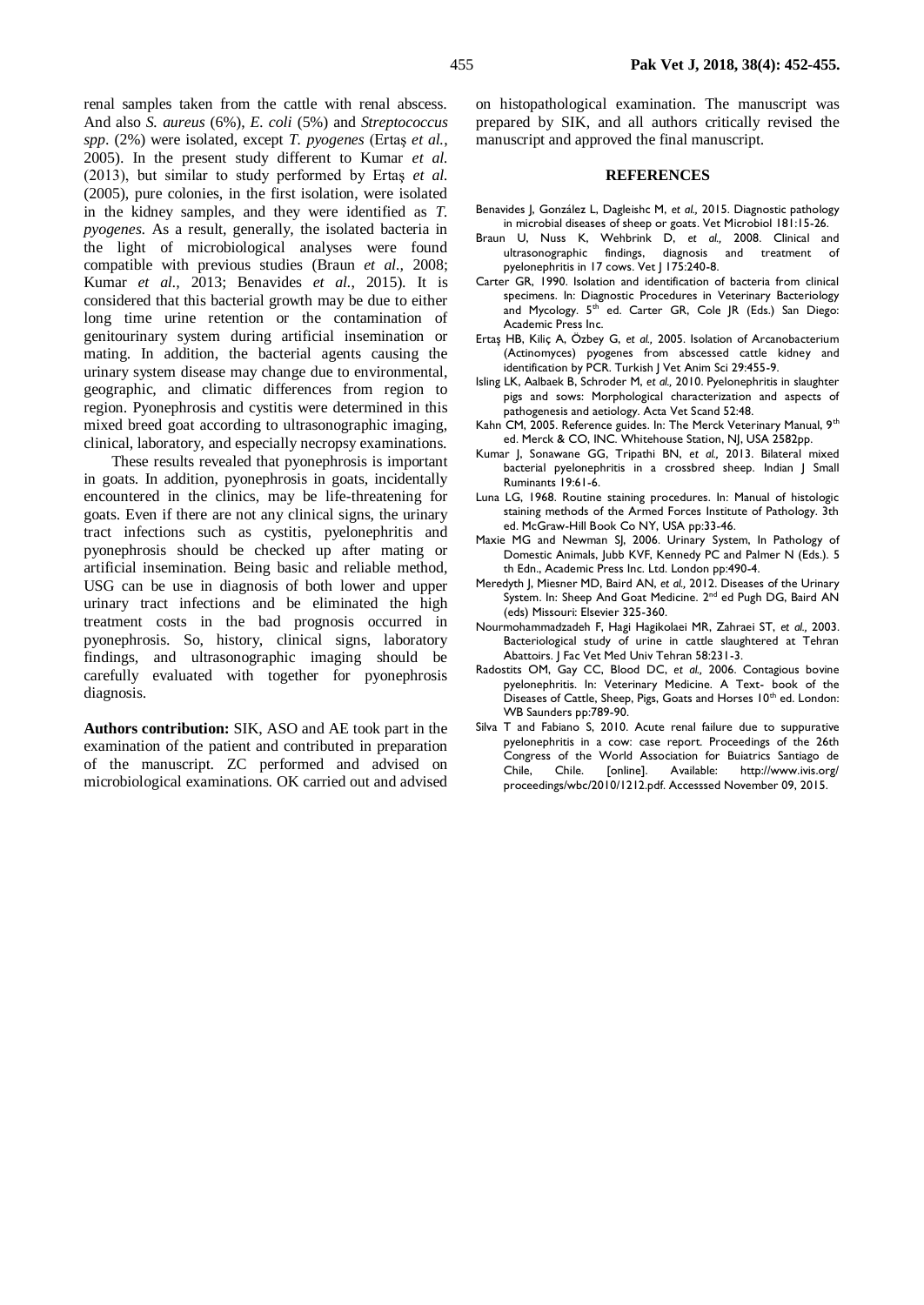renal samples taken from the cattle with renal abscess. And also *S. aureus* (6%), *E. coli* (5%) and *Streptococcus spp*. (2%) were isolated, except *T. pyogenes* (Ertaş *et al.*, 2005). In the present study different to Kumar *et al.* (2013), but similar to study performed by Ertaş *et al.* (2005), pure colonies, in the first isolation, were isolated in the kidney samples, and they were identified as *T. pyogenes*. As a result, generally, the isolated bacteria in the light of microbiological analyses were found compatible with previous studies (Braun *et al.*, 2008; Kumar *et al.*, 2013; Benavides *et al.*, 2015). It is considered that this bacterial growth may be due to either long time urine retention or the contamination of genitourinary system during artificial insemination or mating. In addition, the bacterial agents causing the urinary system disease may change due to environmental, geographic, and climatic differences from region to region. Pyonephrosis and cystitis were determined in this mixed breed goat according to ultrasonographic imaging, clinical, laboratory, and especially necropsy examinations.

These results revealed that pyonephrosis is important in goats. In addition, pyonephrosis in goats, incidentally encountered in the clinics, may be life-threatening for goats. Even if there are not any clinical signs, the urinary tract infections such as cystitis, pyelonephritis and pyonephrosis should be checked up after mating or artificial insemination. Being basic and reliable method, USG can be use in diagnosis of both lower and upper urinary tract infections and be eliminated the high treatment costs in the bad prognosis occurred in pyonephrosis. So, history, clinical signs, laboratory findings, and ultrasonographic imaging should be carefully evaluated with together for pyonephrosis diagnosis.

**Authors contribution:** SIK, ASO and AE took part in the examination of the patient and contributed in preparation of the manuscript. ZC performed and advised on microbiological examinations. OK carried out and advised on histopathological examination. The manuscript was prepared by SIK, and all authors critically revised the manuscript and approved the final manuscript.

## REFERENCES

Benavides J, González L, Dagleishc M, *et al.,* 2015. Diagnostic pathology in microbial diseases of sheep or goats. Vet Microbiol 181:15-26.

Braun U, Nuss K, Wehbrink D, *et al.,* 2008. Clinical and ultrasonographic findings, diagnosis and treatment of pyelonephritis in 17 cows. Vet J 175:240-8.

Carter GR, 1990. Isolation and identification of bacteria from clinical specimens. In: Diagnostic Procedures in Veterinary Bacteriology and Mycology. 5th ed. Carter GR, Cole JR (Eds.) San Diego: Academic Press Inc.

Ertaş HB, Kiliç A, Özbey G, *et al.,* 2005. Isolation of Arcanobacterium (Actinomyces) pyogenes from abscessed cattle kidney and identification by PCR. Turkish J Vet Anim Sci 29:455-9.

Isling LK, Aalbaek B, Schroder M, *et al.,* 2010. Pyelonephritis in slaughter pigs and sows: Morphological characterization and aspects of pathogenesis and aetiology. Acta Vet Scand 52:48.

Kahn CM, 2005. Reference guides. In: The Merck Veterinary Manual, 9th ed. Merck & CO, INC. Whitehouse Station, NJ, USA 2582pp.

Kumar J, Sonawane GG, Tripathi BN, *et al.,* 2013. Bilateral mixed bacterial pyelonephritis in a crossbred sheep. Indian J Small Ruminants 19:61-6.

Luna LG, 1968. Routine staining procedures. In: Manual of histologic staining methods of the Armed Forces Institute of Pathology. 3th ed. McGraw-Hill Book Co NY, USA pp:33-46.

Maxie MG and Newman SJ, 2006. Urinary System, In Pathology of Domestic Animals, Jubb KVF, Kennedy PC and Palmer N (Eds.). 5 th Edn., Academic Press Inc. Ltd. London pp:490-4.

Meredyth J, Miesner MD, Baird AN, *et al.,* 2012. Diseases of the Urinary System. In: Sheep And Goat Medicine. 2nd ed Pugh DG, Baird AN (eds) Missouri: Elsevier 325-360.

Nourmohammadzadeh F, Hagi Hagikolaei MR, Zahraei ST, *et al.,* 2003. Bacteriological study of urine in cattle slaughtered at Tehran Abattoirs. J Fac Vet Med Univ Tehran 58:231-3.

Radostits OM, Gay CC, Blood DC, *et al.,* 2006. Contagious bovine pyelonephritis. In: Veterinary Medicine. A Text- book of the Diseases of Cattle, Sheep, Pigs, Goats and Horses 10th ed. London: WB Saunders pp:789-90.

Silva T and Fabiano S, 2010. Acute renal failure due to suppurative pyelonephritis in a cow: case report. Proceedings of the 26th Congress of the World Association for Buiatrics Santiago de Chile, Chile. [online]. Available: http://www.ivis.org/proceedings/wbc/2010/1212.pdf. Accesssed November 09, 2015.